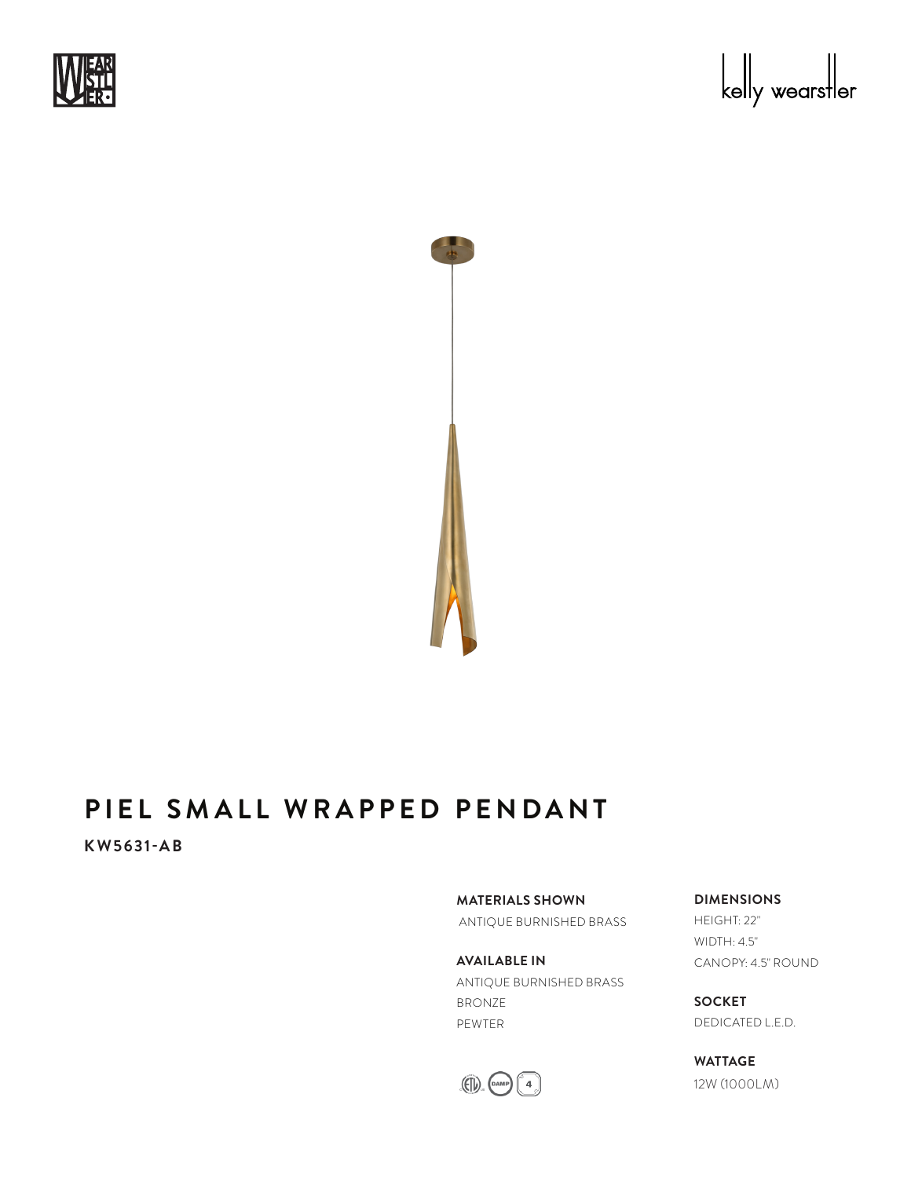# PIEL SMALL WRAPPED PENDANT

**KW5631-AB**

**MATERIALS SHOWN**
ANTIQUE BURNISHED BRASS

**AVAILABLE IN**
ANTIQUE BURNISHED BRASS
BRONZE
PEWTER

**DIMENSIONS**
HEIGHT: 22"
WIDTH: 4.5"
CANOPY: 4.5" ROUND

**SOCKET**
DEDICATED L.E.D.

**WATTAGE**
12W (1000LM)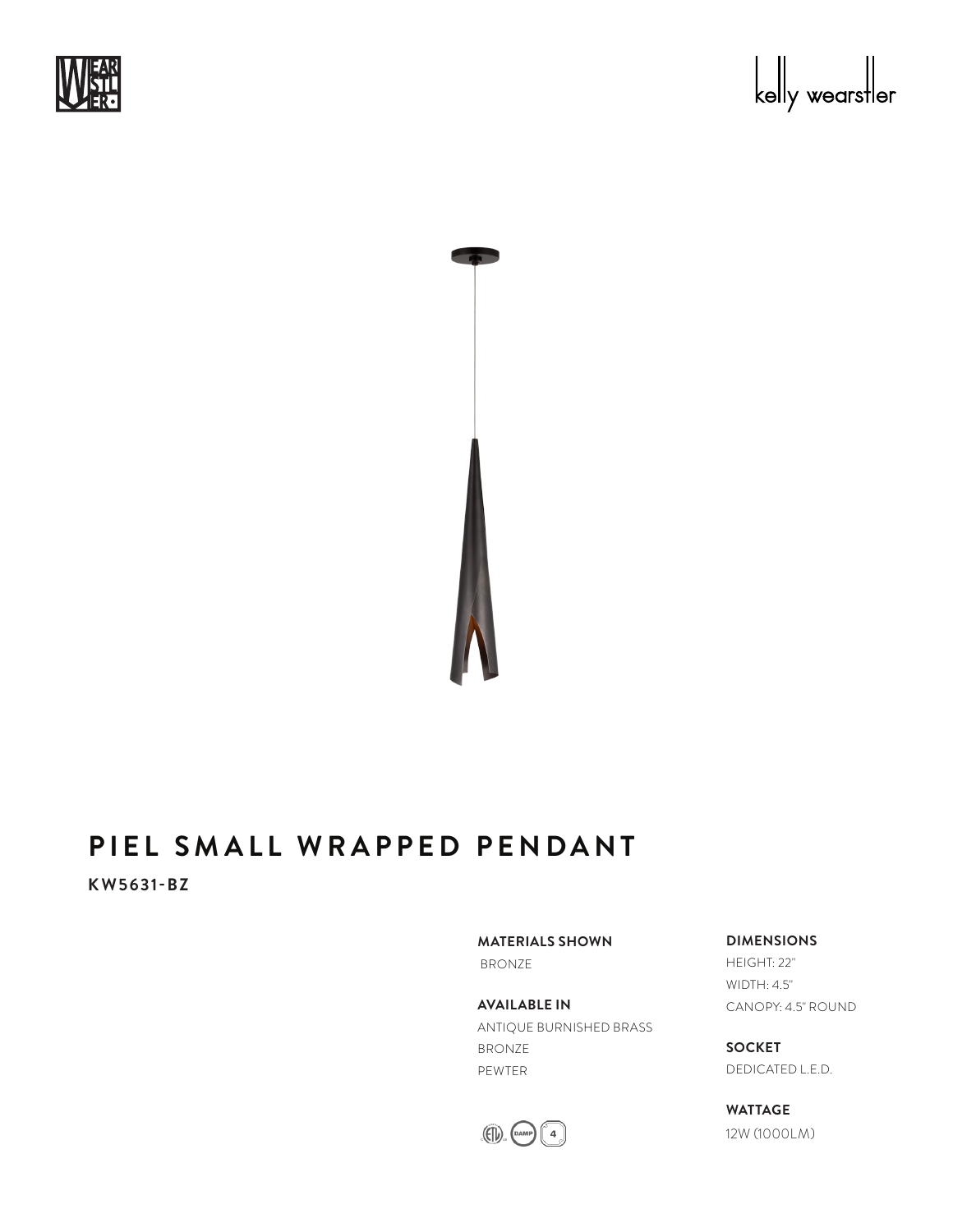# PIEL SMALL WRAPPED PENDANT

**KW5631-BZ**

**MATERIALS SHOWN**
BRONZE

**AVAILABLE IN**
ANTIQUE BURNISHED BRASS
BRONZE
PEWTER

**DIMENSIONS**
HEIGHT: 22"
WIDTH: 4.5"
CANOPY: 4.5" ROUND

**SOCKET**
DEDICATED L.E.D.

**WATTAGE**
12W (1000LM)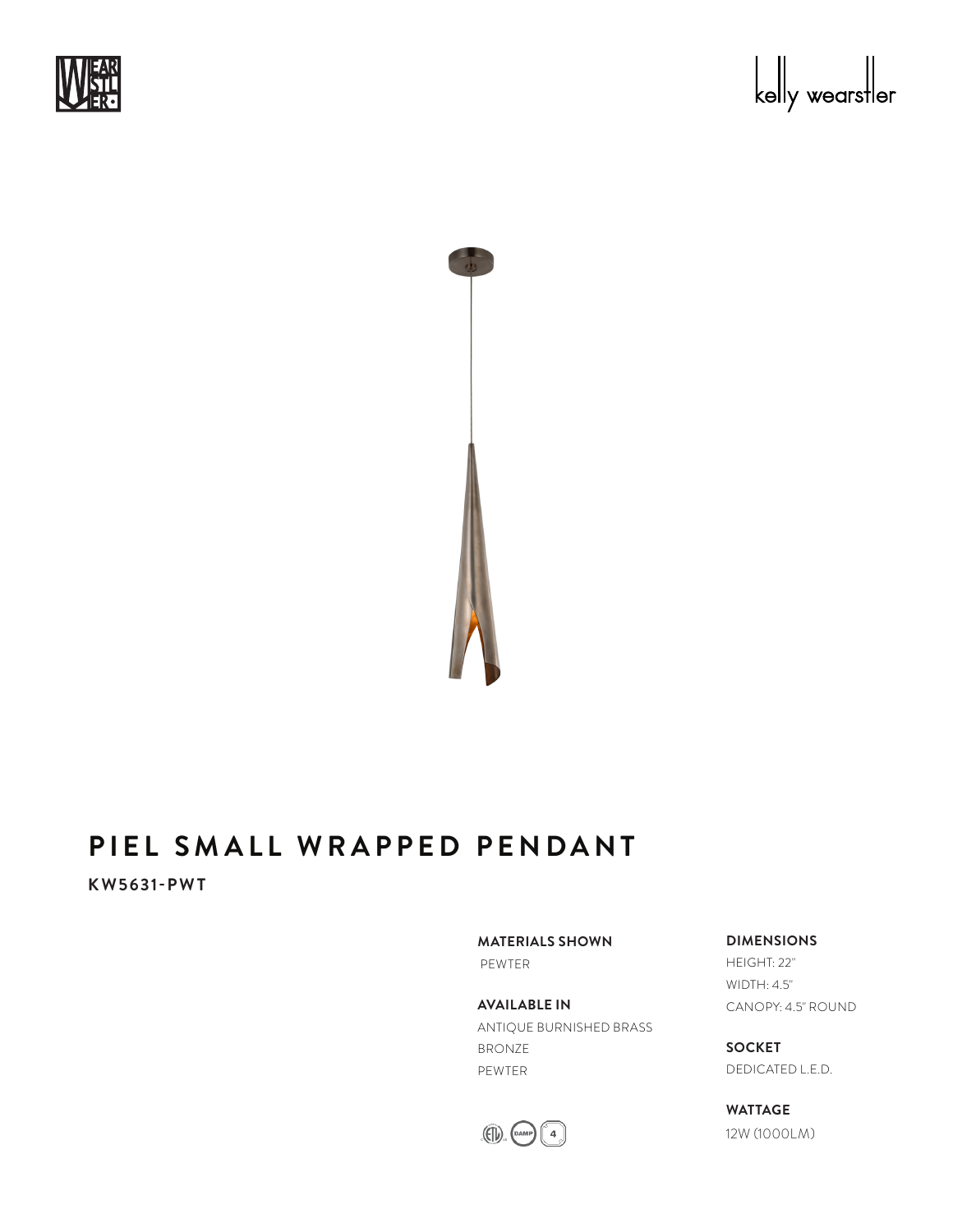# PIEL SMALL WRAPPED PENDANT

**KW5631-PWT**

**MATERIALS SHOWN**

PEWTER

**AVAILABLE IN**

ANTIQUE BURNISHED BRASS
BRONZE
PEWTER

**DIMENSIONS**

HEIGHT: 22"
WIDTH: 4.5"
CANOPY: 4.5" ROUND

**SOCKET**

DEDICATED L.E.D.

**WATTAGE**

12W (1000LM)